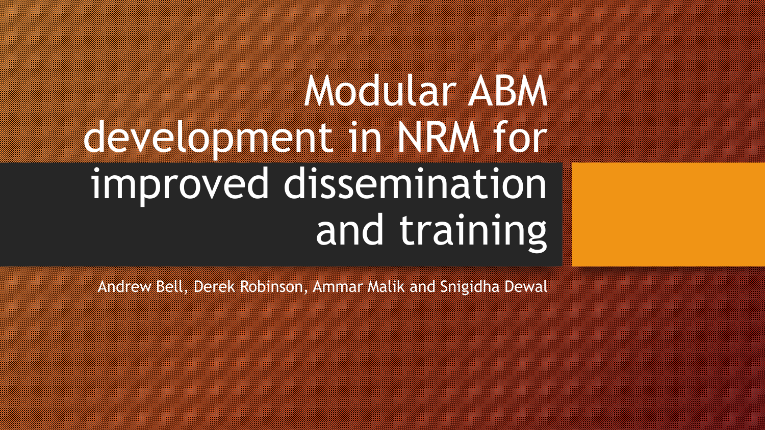# Modular ABM development in NRM for improved dissemination and training

Andrew Bell, Derek Robinson, Ammar Malik and Snigidha Dewal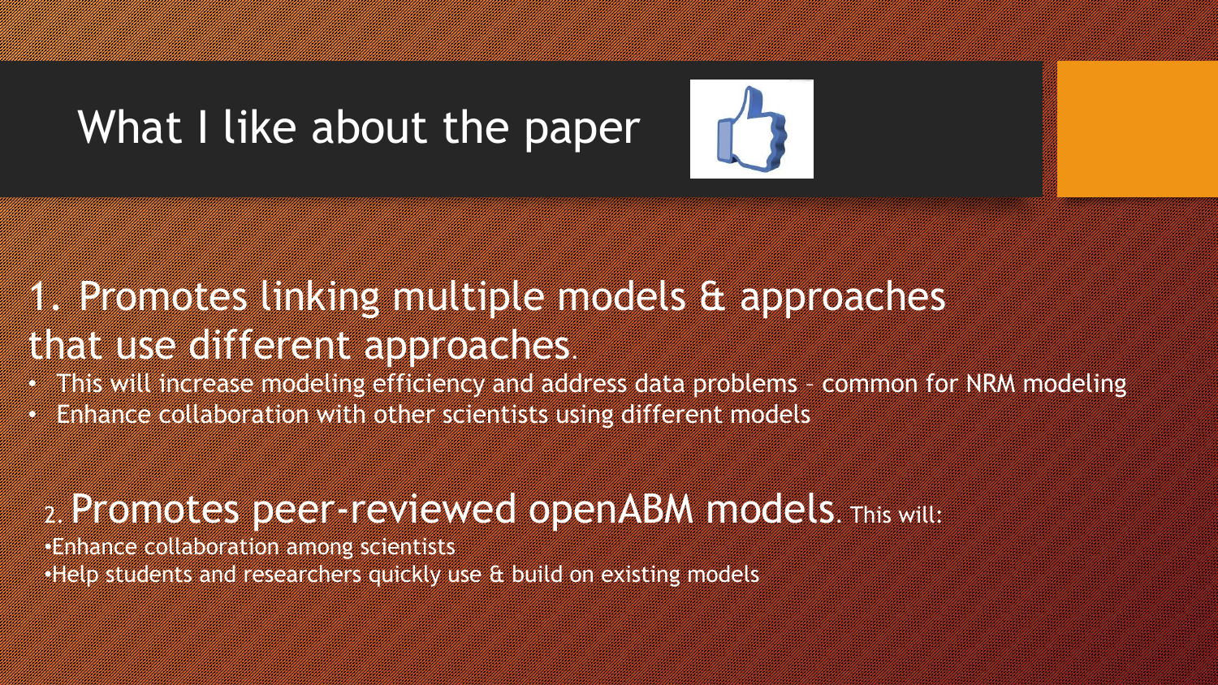# What I like about the paper

## 1. Promotes linking multiple models & approaches that use different approaches.

- This will increase modeling efficiency and address data problems – common for NRM modeling
- Enhance collaboration with other scientists using different models

## 2. Promotes peer-reviewed openABM models. This will:

- Enhance collaboration among scientists
- Help students and researchers quickly use & build on existing models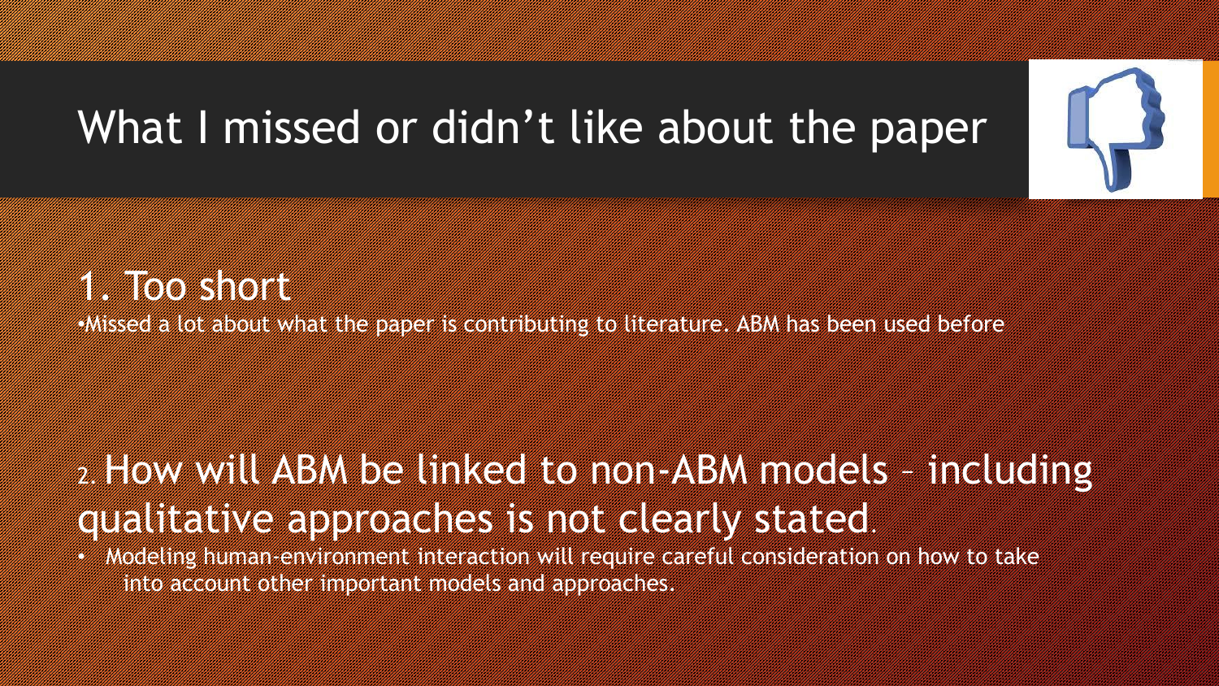# What I missed or didn't like about the paper

## 1. Too short

- Missed a lot about what the paper is contributing to literature. ABM has been used before

## 2. How will ABM be linked to non-ABM models – including qualitative approaches is not clearly stated.

- Modeling human-environment interaction will require careful consideration on how to take into account other important models and approaches.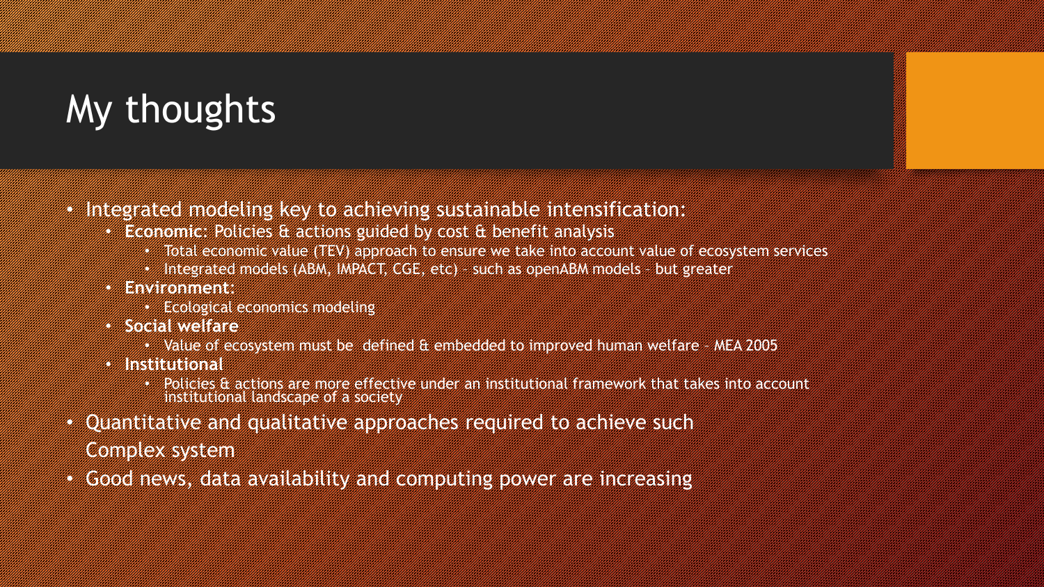# My thoughts

- Integrated modeling key to achieving sustainable intensification:
  - **Economic**: Policies & actions guided by cost & benefit analysis
    - Total economic value (TEV) approach to ensure we take into account value of ecosystem services
    - Integrated models (ABM, IMPACT, CGE, etc) – such as openABM models – but greater
  - **Environment**:
    - Ecological economics modeling
  - **Social welfare**
    - Value of ecosystem must be defined & embedded to improved human welfare – MEA 2005
  - **Institutional**
    - Policies & actions are more effective under an institutional framework that takes into account institutional landscape of a society
- Quantitative and qualitative approaches required to achieve such Complex system
- Good news, data availability and computing power are increasing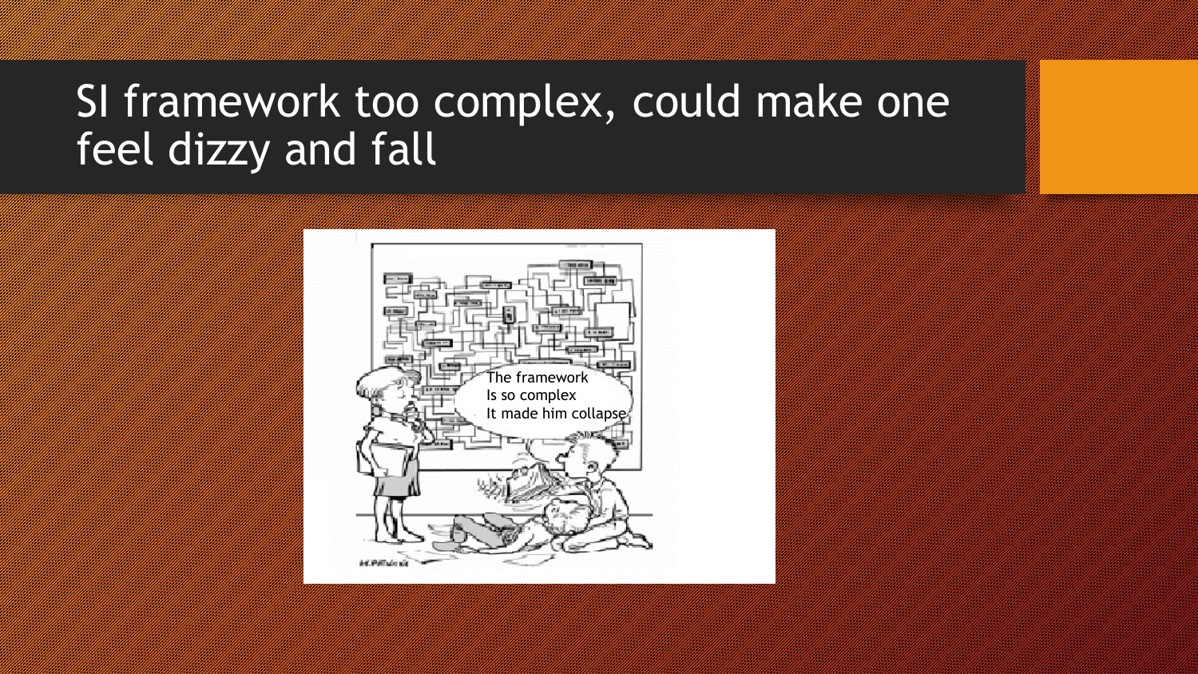# SI framework too complex, could make one feel dizzy and fall

The framework
Is so complex
It made him collapse